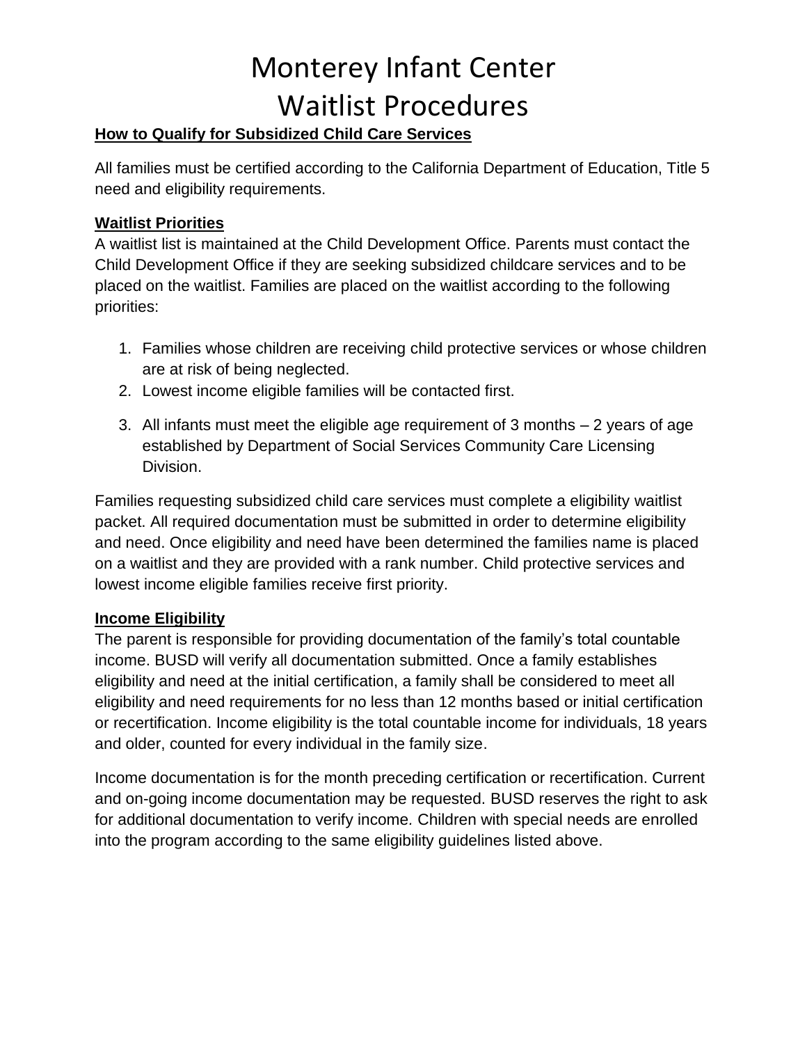# Monterey Infant Center
# Waitlist Procedures

**How to Qualify for Subsidized Child Care Services**

All families must be certified according to the California Department of Education, Title 5 need and eligibility requirements.

**Waitlist Priorities**

A waitlist list is maintained at the Child Development Office. Parents must contact the Child Development Office if they are seeking subsidized childcare services and to be placed on the waitlist. Families are placed on the waitlist according to the following priorities:

1. Families whose children are receiving child protective services or whose children are at risk of being neglected.
2. Lowest income eligible families will be contacted first.
3. All infants must meet the eligible age requirement of 3 months – 2 years of age established by Department of Social Services Community Care Licensing Division.

Families requesting subsidized child care services must complete a eligibility waitlist packet. All required documentation must be submitted in order to determine eligibility and need. Once eligibility and need have been determined the families name is placed on a waitlist and they are provided with a rank number. Child protective services and lowest income eligible families receive first priority.

**Income Eligibility**

The parent is responsible for providing documentation of the family's total countable income. BUSD will verify all documentation submitted. Once a family establishes eligibility and need at the initial certification, a family shall be considered to meet all eligibility and need requirements for no less than 12 months based or initial certification or recertification. Income eligibility is the total countable income for individuals, 18 years and older, counted for every individual in the family size.

Income documentation is for the month preceding certification or recertification. Current and on-going income documentation may be requested. BUSD reserves the right to ask for additional documentation to verify income. Children with special needs are enrolled into the program according to the same eligibility guidelines listed above.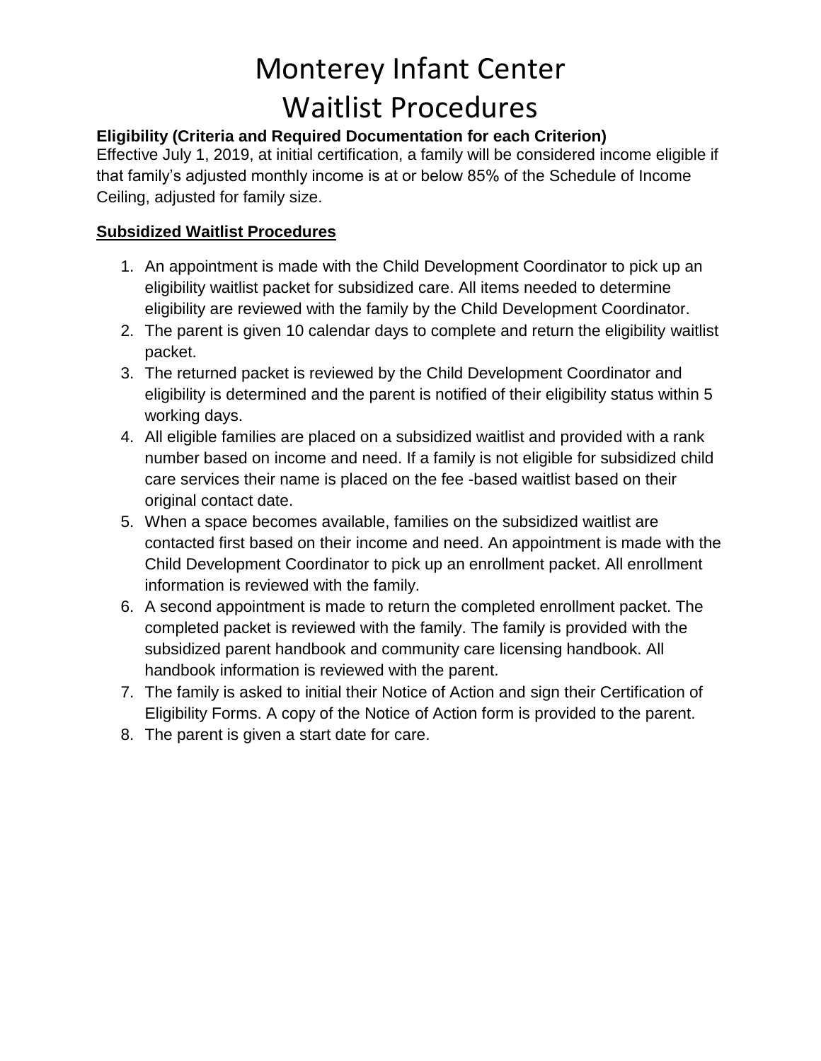# Monterey Infant Center
# Waitlist Procedures

**Eligibility (Criteria and Required Documentation for each Criterion)**
Effective July 1, 2019, at initial certification, a family will be considered income eligible if that family's adjusted monthly income is at or below 85% of the Schedule of Income Ceiling, adjusted for family size.

**<u>Subsidized Waitlist Procedures</u>**

1. An appointment is made with the Child Development Coordinator to pick up an eligibility waitlist packet for subsidized care. All items needed to determine eligibility are reviewed with the family by the Child Development Coordinator.
2. The parent is given 10 calendar days to complete and return the eligibility waitlist packet.
3. The returned packet is reviewed by the Child Development Coordinator and eligibility is determined and the parent is notified of their eligibility status within 5 working days.
4. All eligible families are placed on a subsidized waitlist and provided with a rank number based on income and need. If a family is not eligible for subsidized child care services their name is placed on the fee -based waitlist based on their original contact date.
5. When a space becomes available, families on the subsidized waitlist are contacted first based on their income and need. An appointment is made with the Child Development Coordinator to pick up an enrollment packet. All enrollment information is reviewed with the family.
6. A second appointment is made to return the completed enrollment packet. The completed packet is reviewed with the family. The family is provided with the subsidized parent handbook and community care licensing handbook. All handbook information is reviewed with the parent.
7. The family is asked to initial their Notice of Action and sign their Certification of Eligibility Forms. A copy of the Notice of Action form is provided to the parent.
8. The parent is given a start date for care.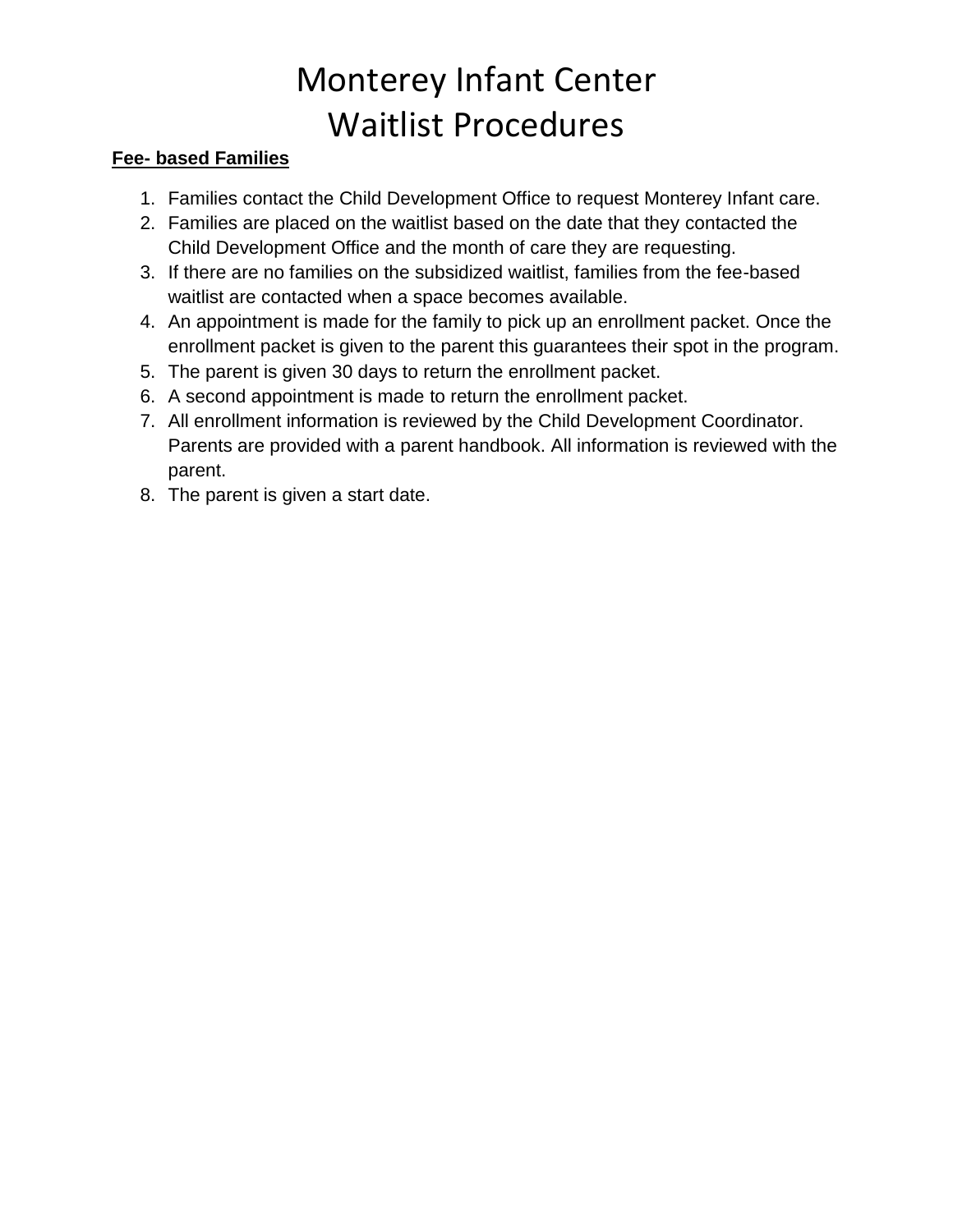# Monterey Infant Center
# Waitlist Procedures

**Fee- based Families**

1. Families contact the Child Development Office to request Monterey Infant care.
2. Families are placed on the waitlist based on the date that they contacted the Child Development Office and the month of care they are requesting.
3. If there are no families on the subsidized waitlist, families from the fee-based waitlist are contacted when a space becomes available.
4. An appointment is made for the family to pick up an enrollment packet. Once the enrollment packet is given to the parent this guarantees their spot in the program.
5. The parent is given 30 days to return the enrollment packet.
6. A second appointment is made to return the enrollment packet.
7. All enrollment information is reviewed by the Child Development Coordinator. Parents are provided with a parent handbook. All information is reviewed with the parent.
8. The parent is given a start date.